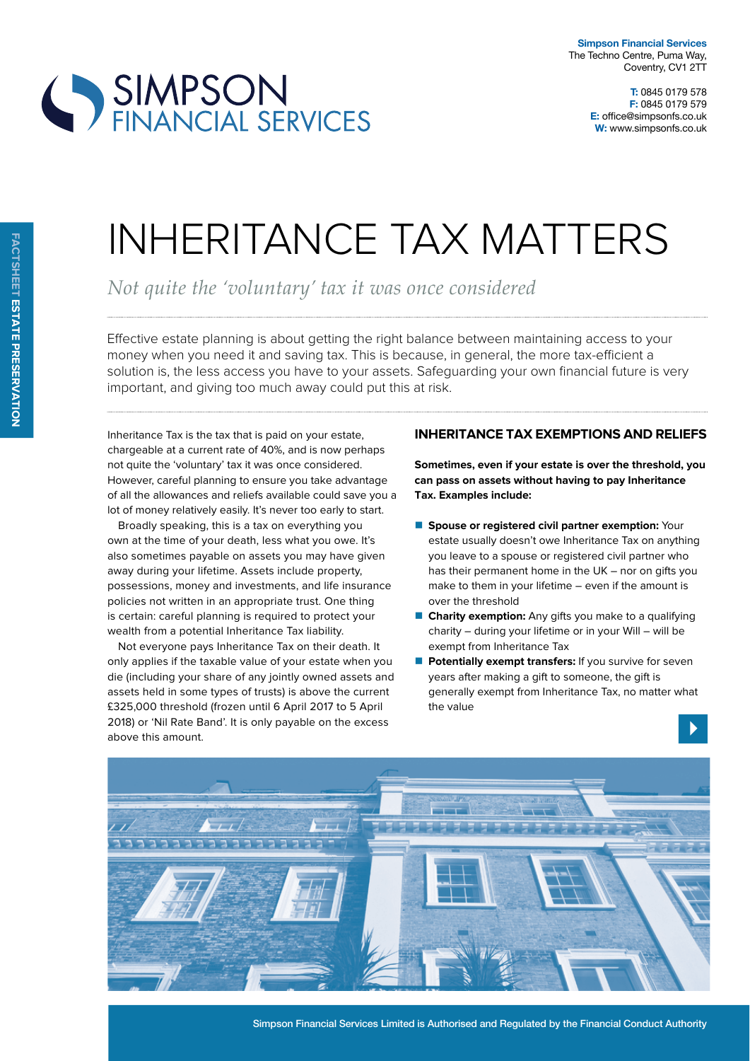**Simpson Financial Services**
The Techno Centre, Puma Way,
Coventry, CV1 2TT

**T:** 0845 0179 578
**F:** 0845 0179 579
**E:** office@simpsonfs.co.uk
**W:** www.simpsonfs.co.uk

FACTSHEET **ESTATE PRESERVATION**

# INHERITANCE TAX MATTERS

*Not quite the 'voluntary' tax it was once considered*

Effective estate planning is about getting the right balance between maintaining access to your money when you need it and saving tax. This is because, in general, the more tax-efficient a solution is, the less access you have to your assets. Safeguarding your own financial future is very important, and giving too much away could put this at risk.

Inheritance Tax is the tax that is paid on your estate, chargeable at a current rate of 40%, and is now perhaps not quite the 'voluntary' tax it was once considered. However, careful planning to ensure you take advantage of all the allowances and reliefs available could save you a lot of money relatively easily. It's never too early to start.

Broadly speaking, this is a tax on everything you own at the time of your death, less what you owe. It's also sometimes payable on assets you may have given away during your lifetime. Assets include property, possessions, money and investments, and life insurance policies not written in an appropriate trust. One thing is certain: careful planning is required to protect your wealth from a potential Inheritance Tax liability.

Not everyone pays Inheritance Tax on their death. It only applies if the taxable value of your estate when you die (including your share of any jointly owned assets and assets held in some types of trusts) is above the current £325,000 threshold (frozen until 6 April 2017 to 5 April 2018) or 'Nil Rate Band'. It is only payable on the excess above this amount.

## INHERITANCE TAX EXEMPTIONS AND RELIEFS

**Sometimes, even if your estate is over the threshold, you can pass on assets without having to pay Inheritance Tax. Examples include:**

- **Spouse or registered civil partner exemption:** Your estate usually doesn't owe Inheritance Tax on anything you leave to a spouse or registered civil partner who has their permanent home in the UK – nor on gifts you make to them in your lifetime – even if the amount is over the threshold
- **Charity exemption:** Any gifts you make to a qualifying charity – during your lifetime or in your Will – will be exempt from Inheritance Tax
- **Potentially exempt transfers:** If you survive for seven years after making a gift to someone, the gift is generally exempt from Inheritance Tax, no matter what the value

Simpson Financial Services Limited is Authorised and Regulated by the Financial Conduct Authority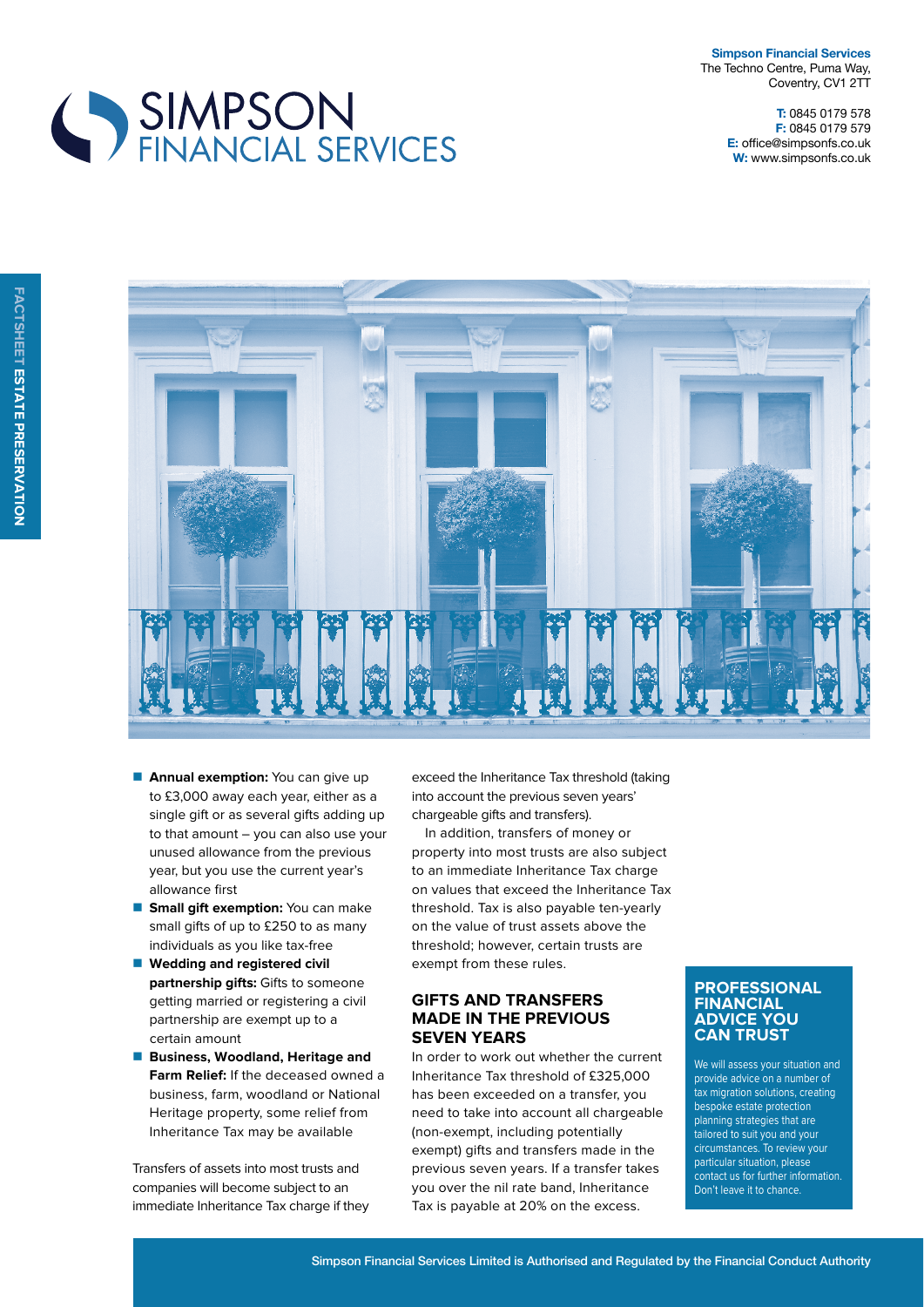**Simpson Financial Services**
The Techno Centre, Puma Way,
Coventry, CV1 2TT

**T:** 0845 0179 578
**F:** 0845 0179 579
**E:** office@simpsonfs.co.uk
**W:** www.simpsonfs.co.uk

FACTSHEET **ESTATE PRESERVATION**

- **Annual exemption:** You can give up to £3,000 away each year, either as a single gift or as several gifts adding up to that amount – you can also use your unused allowance from the previous year, but you use the current year's allowance first
- **Small gift exemption:** You can make small gifts of up to £250 to as many individuals as you like tax-free
- **Wedding and registered civil partnership gifts:** Gifts to someone getting married or registering a civil partnership are exempt up to a certain amount
- **Business, Woodland, Heritage and Farm Relief:** If the deceased owned a business, farm, woodland or National Heritage property, some relief from Inheritance Tax may be available

Transfers of assets into most trusts and companies will become subject to an immediate Inheritance Tax charge if they exceed the Inheritance Tax threshold (taking into account the previous seven years' chargeable gifts and transfers).

In addition, transfers of money or property into most trusts are also subject to an immediate Inheritance Tax charge on values that exceed the Inheritance Tax threshold. Tax is also payable ten-yearly on the value of trust assets above the threshold; however, certain trusts are exempt from these rules.

## GIFTS AND TRANSFERS MADE IN THE PREVIOUS SEVEN YEARS

In order to work out whether the current Inheritance Tax threshold of £325,000 has been exceeded on a transfer, you need to take into account all chargeable (non-exempt, including potentially exempt) gifts and transfers made in the previous seven years. If a transfer takes you over the nil rate band, Inheritance Tax is payable at 20% on the excess.

## PROFESSIONAL FINANCIAL ADVICE YOU CAN TRUST

We will assess your situation and provide advice on a number of tax migration solutions, creating bespoke estate protection planning strategies that are tailored to suit you and your circumstances. To review your particular situation, please contact us for further information. Don't leave it to chance.

Simpson Financial Services Limited is Authorised and Regulated by the Financial Conduct Authority